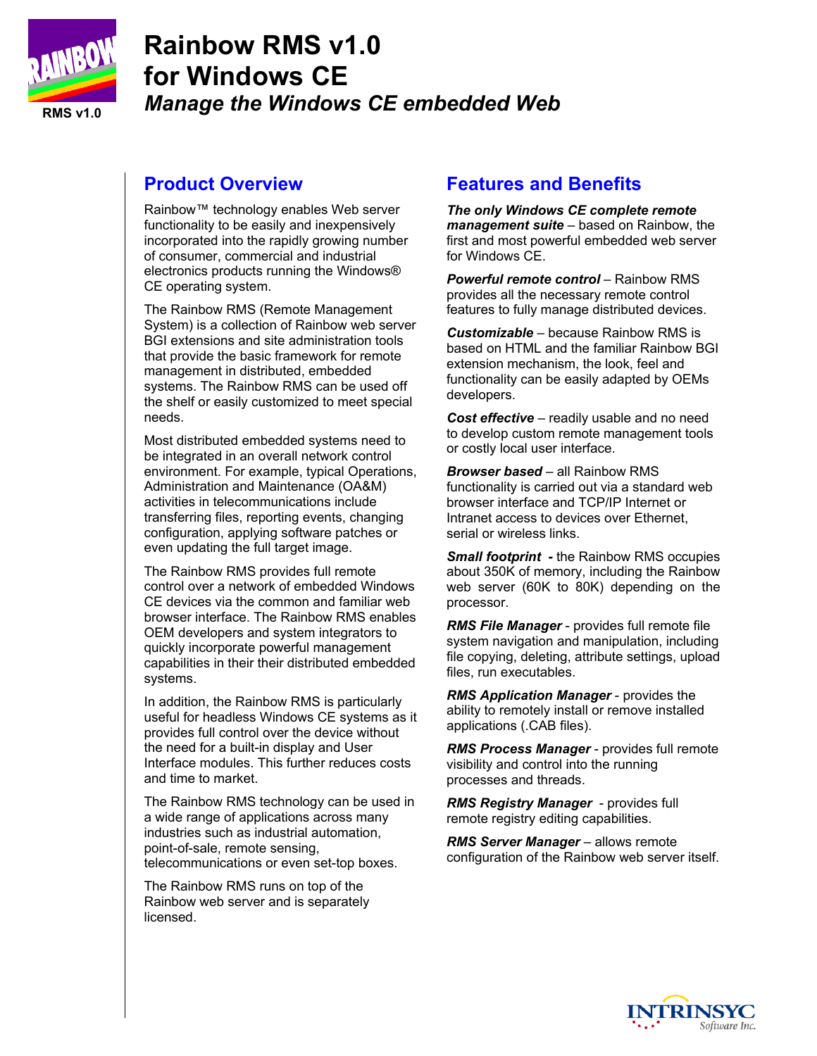RMS v1.0

# Rainbow RMS v1.0 for Windows CE

## *Manage the Windows CE embedded Web*

## Product Overview

Rainbow™ technology enables Web server functionality to be easily and inexpensively incorporated into the rapidly growing number of consumer, commercial and industrial electronics products running the Windows® CE operating system.

The Rainbow RMS (Remote Management System) is a collection of Rainbow web server BGI extensions and site administration tools that provide the basic framework for remote management in distributed, embedded systems. The Rainbow RMS can be used off the shelf or easily customized to meet special needs.

Most distributed embedded systems need to be integrated in an overall network control environment. For example, typical Operations, Administration and Maintenance (OA&M) activities in telecommunications include transferring files, reporting events, changing configuration, applying software patches or even updating the full target image.

The Rainbow RMS provides full remote control over a network of embedded Windows CE devices via the common and familiar web browser interface. The Rainbow RMS enables OEM developers and system integrators to quickly incorporate powerful management capabilities in their their distributed embedded systems.

In addition, the Rainbow RMS is particularly useful for headless Windows CE systems as it provides full control over the device without the need for a built-in display and User Interface modules. This further reduces costs and time to market.

The Rainbow RMS technology can be used in a wide range of applications across many industries such as industrial automation, point-of-sale, remote sensing, telecommunications or even set-top boxes.

The Rainbow RMS runs on top of the Rainbow web server and is separately licensed.

## Features and Benefits

***The only Windows CE complete remote management suite*** – based on Rainbow, the first and most powerful embedded web server for Windows CE.

***Powerful remote control*** – Rainbow RMS provides all the necessary remote control features to fully manage distributed devices.

***Customizable*** – because Rainbow RMS is based on HTML and the familiar Rainbow BGI extension mechanism, the look, feel and functionality can be easily adapted by OEMs developers.

***Cost effective*** – readily usable and no need to develop custom remote management tools or costly local user interface.

***Browser based*** – all Rainbow RMS functionality is carried out via a standard web browser interface and TCP/IP Internet or Intranet access to devices over Ethernet, serial or wireless links.

***Small footprint*** - the Rainbow RMS occupies about 350K of memory, including the Rainbow web server (60K to 80K) depending on the processor.

***RMS File Manager*** - provides full remote file system navigation and manipulation, including file copying, deleting, attribute settings, upload files, run executables.

***RMS Application Manager*** - provides the ability to remotely install or remove installed applications (.CAB files).

***RMS Process Manager*** - provides full remote visibility and control into the running processes and threads.

***RMS Registry Manager*** - provides full remote registry editing capabilities.

***RMS Server Manager*** – allows remote configuration of the Rainbow web server itself.

INTRINSYC Software Inc.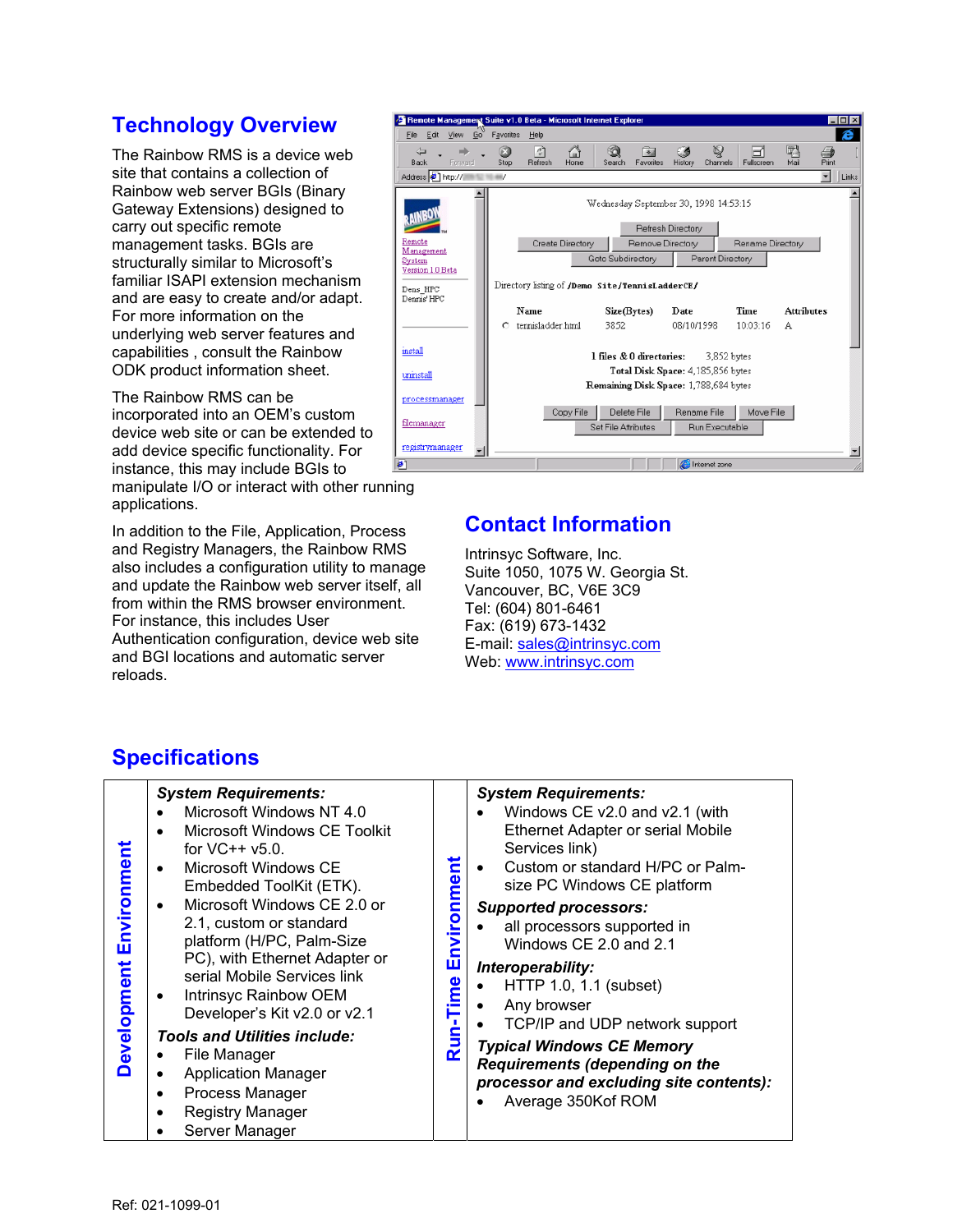## Technology Overview

The Rainbow RMS is a device web site that contains a collection of Rainbow web server BGIs (Binary Gateway Extensions) designed to carry out specific remote management tasks. BGIs are structurally similar to Microsoft's familiar ISAPI extension mechanism and are easy to create and/or adapt. For more information on the underlying web server features and capabilities , consult the Rainbow ODK product information sheet.

The Rainbow RMS can be incorporated into an OEM's custom device web site or can be extended to add device specific functionality. For instance, this may include BGIs to manipulate I/O or interact with other running applications.

In addition to the File, Application, Process and Registry Managers, the Rainbow RMS also includes a configuration utility to manage and update the Rainbow web server itself, all from within the RMS browser environment. For instance, this includes User Authentication configuration, device web site and BGI locations and automatic server reloads.

## Contact Information

Intrinsyc Software, Inc.
Suite 1050, 1075 W. Georgia St.
Vancouver, BC, V6E 3C9
Tel: (604) 801-6461
Fax: (619) 673-1432
E-mail: sales@intrinsyc.com
Web: www.intrinsyc.com

## Specifications

| | | | |
|---|---|---|---|
| **Development Environment** | ***System Requirements:***<br>• Microsoft Windows NT 4.0<br>• Microsoft Windows CE Toolkit for VC++ v5.0.<br>• Microsoft Windows CE Embedded ToolKit (ETK).<br>• Microsoft Windows CE 2.0 or 2.1, custom or standard platform (H/PC, Palm-Size PC), with Ethernet Adapter or serial Mobile Services link<br>• Intrinsyc Rainbow OEM Developer's Kit v2.0 or v2.1<br>***Tools and Utilities include:***<br>• File Manager<br>• Application Manager<br>• Process Manager<br>• Registry Manager<br>• Server Manager | **Run-Time Environment** | ***System Requirements:***<br>• Windows CE v2.0 and v2.1 (with Ethernet Adapter or serial Mobile Services link)<br>• Custom or standard H/PC or Palm-size PC Windows CE platform<br>***Supported processors:***<br>• all processors supported in Windows CE 2.0 and 2.1<br>***Interoperability:***<br>• HTTP 1.0, 1.1 (subset)<br>• Any browser<br>• TCP/IP and UDP network support<br>***Typical Windows CE Memory Requirements (depending on the processor and excluding site contents):***<br>• Average 350Kof ROM |

Ref: 021-1099-01